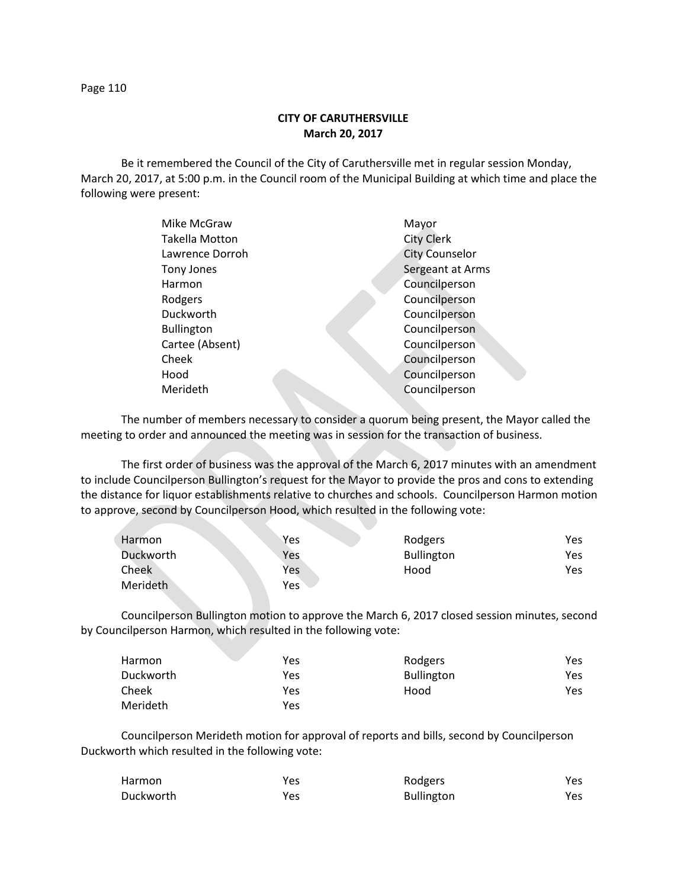# CITY OF CARUTHERSVILLE
## March 20, 2017

Be it remembered the Council of the City of Caruthersville met in regular session Monday, March 20, 2017, at 5:00 p.m. in the Council room of the Municipal Building at which time and place the following were present:

| | |
|---|---|
| Mike McGraw | Mayor |
| Takella Motton | City Clerk |
| Lawrence Dorroh | City Counselor |
| Tony Jones | Sergeant at Arms |
| Harmon | Councilperson |
| Rodgers | Councilperson |
| Duckworth | Councilperson |
| Bullington | Councilperson |
| Cartee (Absent) | Councilperson |
| Cheek | Councilperson |
| Hood | Councilperson |
| Merideth | Councilperson |

The number of members necessary to consider a quorum being present, the Mayor called the meeting to order and announced the meeting was in session for the transaction of business.

The first order of business was the approval of the March 6, 2017 minutes with an amendment to include Councilperson Bullington's request for the Mayor to provide the pros and cons to extending the distance for liquor establishments relative to churches and schools. Councilperson Harmon motion to approve, second by Councilperson Hood, which resulted in the following vote:

| | | | |
|---|---|---|---|
| Harmon | Yes | Rodgers | Yes |
| Duckworth | Yes | Bullington | Yes |
| Cheek | Yes | Hood | Yes |
| Merideth | Yes | | |

Councilperson Bullington motion to approve the March 6, 2017 closed session minutes, second by Councilperson Harmon, which resulted in the following vote:

| | | | |
|---|---|---|---|
| Harmon | Yes | Rodgers | Yes |
| Duckworth | Yes | Bullington | Yes |
| Cheek | Yes | Hood | Yes |
| Merideth | Yes | | |

Councilperson Merideth motion for approval of reports and bills, second by Councilperson Duckworth which resulted in the following vote:

| | | | |
|---|---|---|---|
| Harmon | Yes | Rodgers | Yes |
| Duckworth | Yes | Bullington | Yes |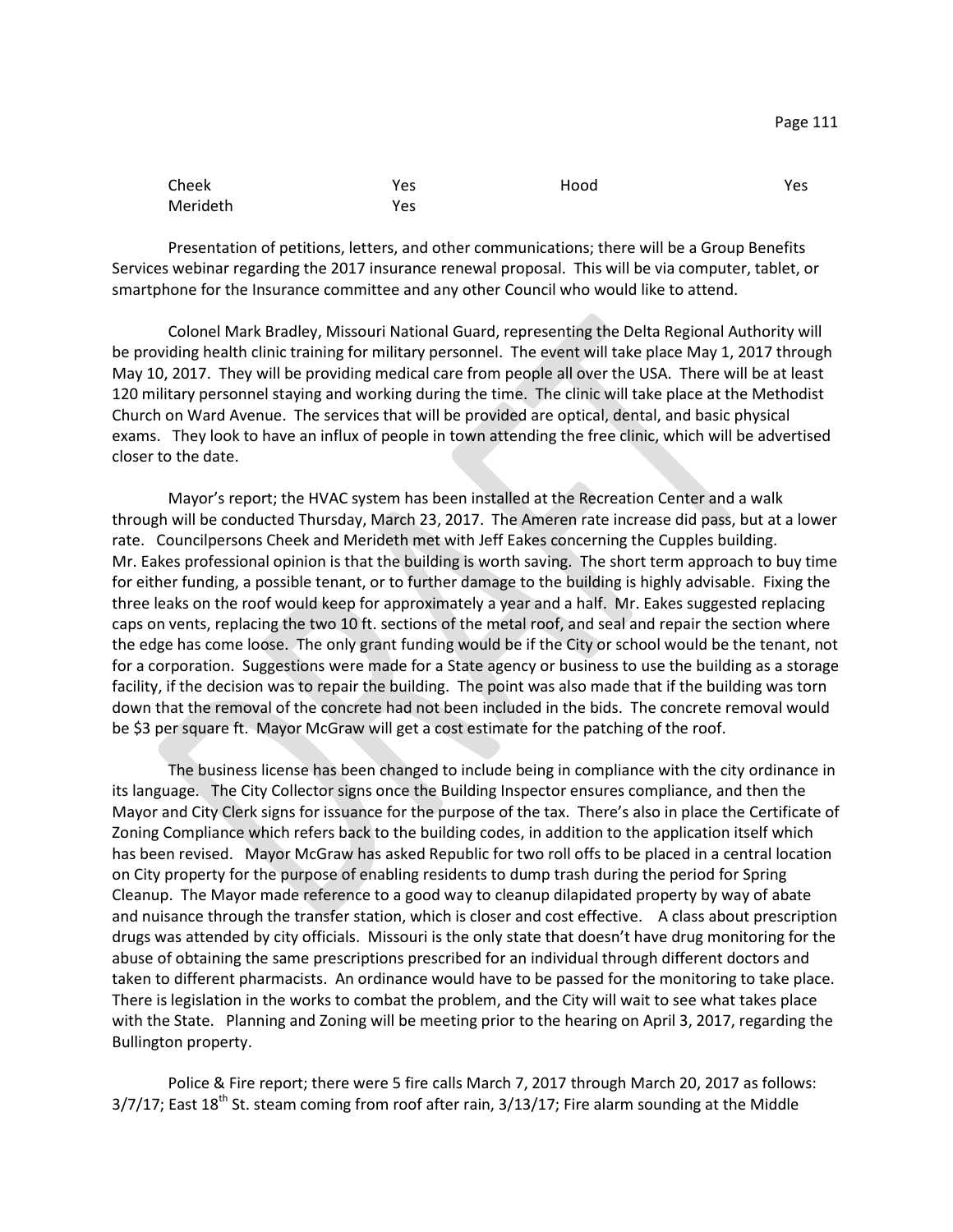| | | | |
|---|---|---|---|
| Cheek | Yes | Hood | Yes |
| Merideth | Yes | | |

Presentation of petitions, letters, and other communications; there will be a Group Benefits Services webinar regarding the 2017 insurance renewal proposal. This will be via computer, tablet, or smartphone for the Insurance committee and any other Council who would like to attend.

Colonel Mark Bradley, Missouri National Guard, representing the Delta Regional Authority will be providing health clinic training for military personnel. The event will take place May 1, 2017 through May 10, 2017. They will be providing medical care from people all over the USA. There will be at least 120 military personnel staying and working during the time. The clinic will take place at the Methodist Church on Ward Avenue. The services that will be provided are optical, dental, and basic physical exams. They look to have an influx of people in town attending the free clinic, which will be advertised closer to the date.

Mayor's report; the HVAC system has been installed at the Recreation Center and a walk through will be conducted Thursday, March 23, 2017. The Ameren rate increase did pass, but at a lower rate. Councilpersons Cheek and Merideth met with Jeff Eakes concerning the Cupples building. Mr. Eakes professional opinion is that the building is worth saving. The short term approach to buy time for either funding, a possible tenant, or to further damage to the building is highly advisable. Fixing the three leaks on the roof would keep for approximately a year and a half. Mr. Eakes suggested replacing caps on vents, replacing the two 10 ft. sections of the metal roof, and seal and repair the section where the edge has come loose. The only grant funding would be if the City or school would be the tenant, not for a corporation. Suggestions were made for a State agency or business to use the building as a storage facility, if the decision was to repair the building. The point was also made that if the building was torn down that the removal of the concrete had not been included in the bids. The concrete removal would be $3 per square ft. Mayor McGraw will get a cost estimate for the patching of the roof.

The business license has been changed to include being in compliance with the city ordinance in its language. The City Collector signs once the Building Inspector ensures compliance, and then the Mayor and City Clerk signs for issuance for the purpose of the tax. There's also in place the Certificate of Zoning Compliance which refers back to the building codes, in addition to the application itself which has been revised. Mayor McGraw has asked Republic for two roll offs to be placed in a central location on City property for the purpose of enabling residents to dump trash during the period for Spring Cleanup. The Mayor made reference to a good way to cleanup dilapidated property by way of abate and nuisance through the transfer station, which is closer and cost effective. A class about prescription drugs was attended by city officials. Missouri is the only state that doesn't have drug monitoring for the abuse of obtaining the same prescriptions prescribed for an individual through different doctors and taken to different pharmacists. An ordinance would have to be passed for the monitoring to take place. There is legislation in the works to combat the problem, and the City will wait to see what takes place with the State. Planning and Zoning will be meeting prior to the hearing on April 3, 2017, regarding the Bullington property.

Police & Fire report; there were 5 fire calls March 7, 2017 through March 20, 2017 as follows: 3/7/17; East 18th St. steam coming from roof after rain, 3/13/17; Fire alarm sounding at the Middle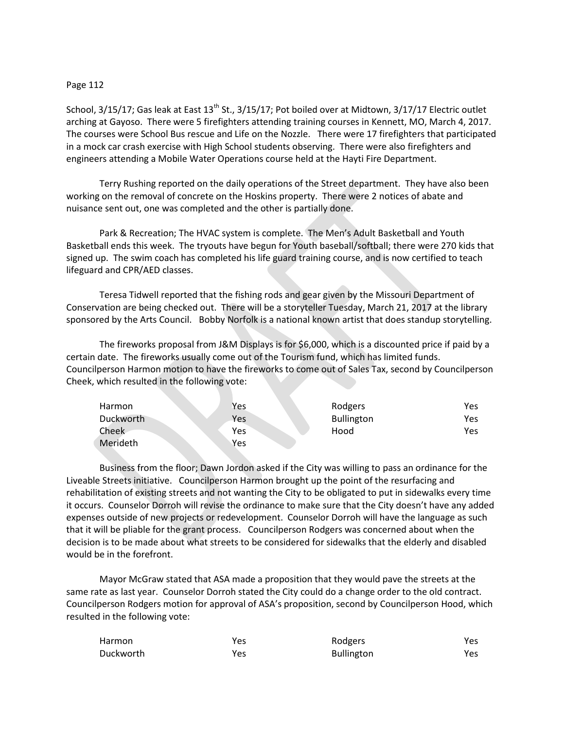School, 3/15/17; Gas leak at East 13th St., 3/15/17; Pot boiled over at Midtown, 3/17/17 Electric outlet arching at Gayoso. There were 5 firefighters attending training courses in Kennett, MO, March 4, 2017. The courses were School Bus rescue and Life on the Nozzle. There were 17 firefighters that participated in a mock car crash exercise with High School students observing. There were also firefighters and engineers attending a Mobile Water Operations course held at the Hayti Fire Department.

Terry Rushing reported on the daily operations of the Street department. They have also been working on the removal of concrete on the Hoskins property. There were 2 notices of abate and nuisance sent out, one was completed and the other is partially done.

Park & Recreation; The HVAC system is complete. The Men's Adult Basketball and Youth Basketball ends this week. The tryouts have begun for Youth baseball/softball; there were 270 kids that signed up. The swim coach has completed his life guard training course, and is now certified to teach lifeguard and CPR/AED classes.

Teresa Tidwell reported that the fishing rods and gear given by the Missouri Department of Conservation are being checked out. There will be a storyteller Tuesday, March 21, 2017 at the library sponsored by the Arts Council. Bobby Norfolk is a national known artist that does standup storytelling.

The fireworks proposal from J&M Displays is for $6,000, which is a discounted price if paid by a certain date. The fireworks usually come out of the Tourism fund, which has limited funds. Councilperson Harmon motion to have the fireworks to come out of Sales Tax, second by Councilperson Cheek, which resulted in the following vote:

| | | | |
|---|---|---|---|
| Harmon | Yes | Rodgers | Yes |
| Duckworth | Yes | Bullington | Yes |
| Cheek | Yes | Hood | Yes |
| Merideth | Yes | | |

Business from the floor; Dawn Jordon asked if the City was willing to pass an ordinance for the Liveable Streets initiative. Councilperson Harmon brought up the point of the resurfacing and rehabilitation of existing streets and not wanting the City to be obligated to put in sidewalks every time it occurs. Counselor Dorroh will revise the ordinance to make sure that the City doesn't have any added expenses outside of new projects or redevelopment. Counselor Dorroh will have the language as such that it will be pliable for the grant process. Councilperson Rodgers was concerned about when the decision is to be made about what streets to be considered for sidewalks that the elderly and disabled would be in the forefront.

Mayor McGraw stated that ASA made a proposition that they would pave the streets at the same rate as last year. Counselor Dorroh stated the City could do a change order to the old contract. Councilperson Rodgers motion for approval of ASA's proposition, second by Councilperson Hood, which resulted in the following vote:

| | | | |
|---|---|---|---|
| Harmon | Yes | Rodgers | Yes |
| Duckworth | Yes | Bullington | Yes |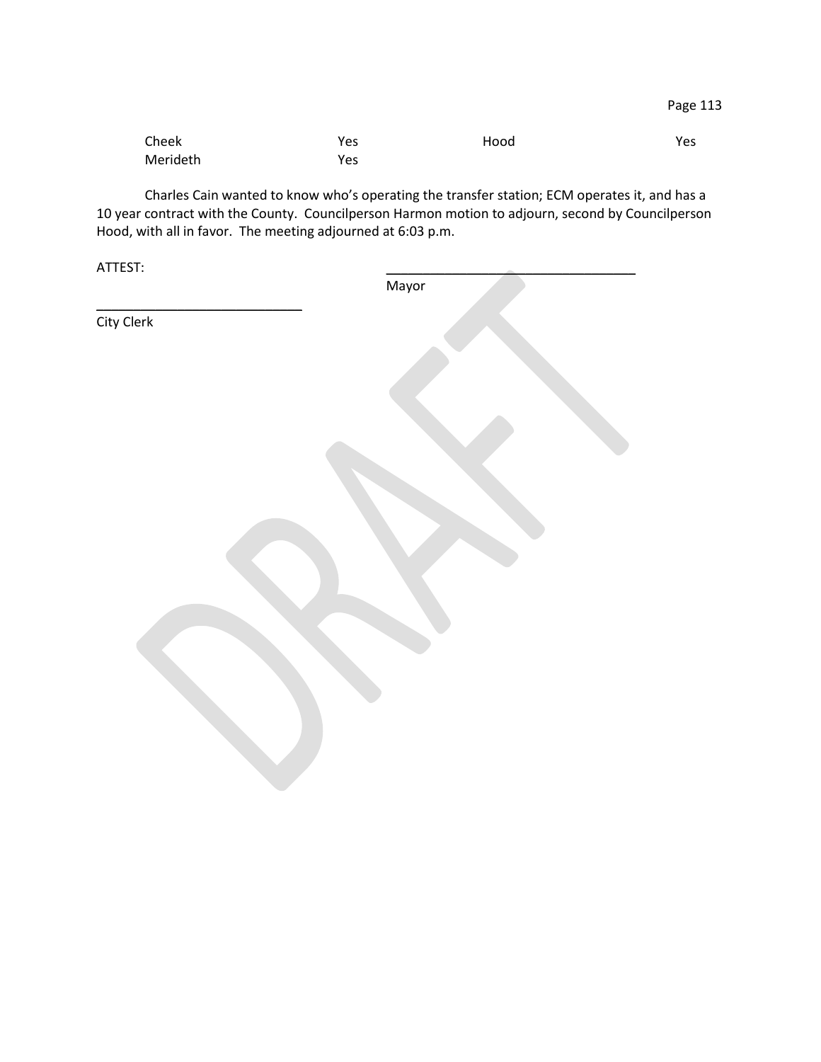| | | | |
|---|---|---|---|
| Cheek | Yes | Hood | Yes |
| Merideth | Yes | | |

Charles Cain wanted to know who's operating the transfer station; ECM operates it, and has a 10 year contract with the County. Councilperson Harmon motion to adjourn, second by Councilperson Hood, with all in favor. The meeting adjourned at 6:03 p.m.

ATTEST:

\_\_\_\_\_\_\_\_\_\_\_\_\_\_\_\_\_\_\_\_\_\_\_\_\_\_\_\_\_\_\_\_\_\_
Mayor

\_\_\_\_\_\_\_\_\_\_\_\_\_\_\_\_\_\_\_\_\_\_\_\_\_\_\_\_
City Clerk

DRAFT